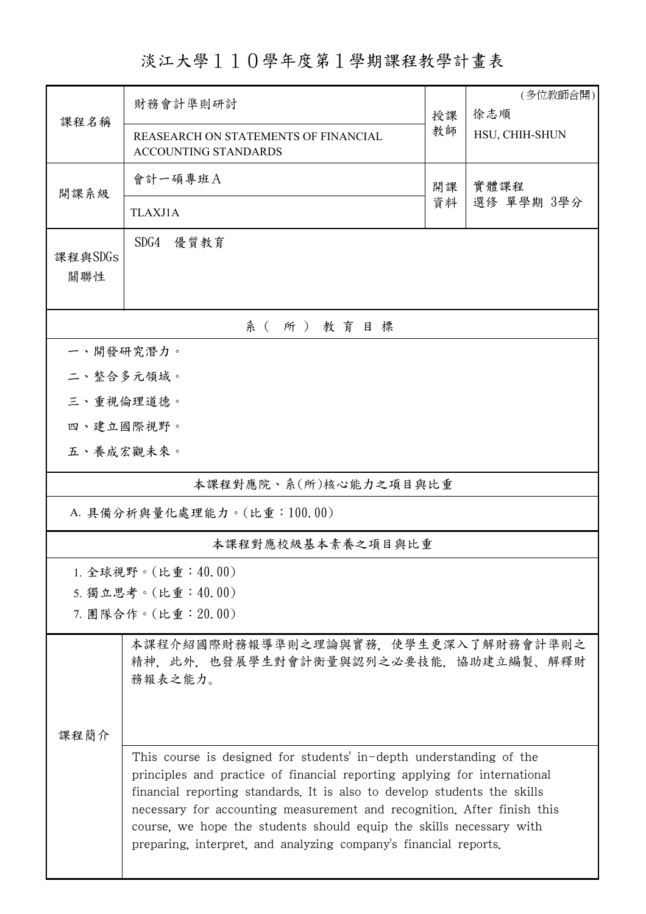# 淡江大學１１０學年度第１學期課程教學計畫表

| 課程名稱 | 財務會計準則研討 | 授課教師 | (多位教師合開) 徐志順 |
|---|---|---|---|
| | REASEARCH ON STATEMENTS OF FINANCIAL ACCOUNTING STANDARDS | | HSU, CHIH-SHUN |
| 開課系級 | 會計一碩專班Ａ | 開課資料 | 實體課程 選修 單學期 3學分 |
| | TLAXJ1A | | |
| 課程與SDGs關聯性 | SDG4　優質教育 | | |

## 系（所）教育目標

一、開發研究潛力。

二、整合多元領域。

三、重視倫理道德。

四、建立國際視野。

五、養成宏觀未來。

## 本課程對應院、系(所)核心能力之項目與比重

A. 具備分析與量化處理能力。(比重：100.00)

## 本課程對應校級基本素養之項目與比重

1. 全球視野。(比重：40.00)
5. 獨立思考。(比重：40.00)
7. 團隊合作。(比重：20.00)

## 課程簡介

本課程介紹國際財務報導準則之理論與實務，使學生更深入了解財務會計準則之精神，此外，也發展學生對會計衡量與認列之必要技能，協助建立編製、解釋財務報表之能力。

This course is designed for students' in-depth understanding of the principles and practice of financial reporting applying for international financial reporting standards. It is also to develop students the skills necessary for accounting measurement and recognition. After finish this course, we hope the students should equip the skills necessary with preparing, interpret, and analyzing company's financial reports.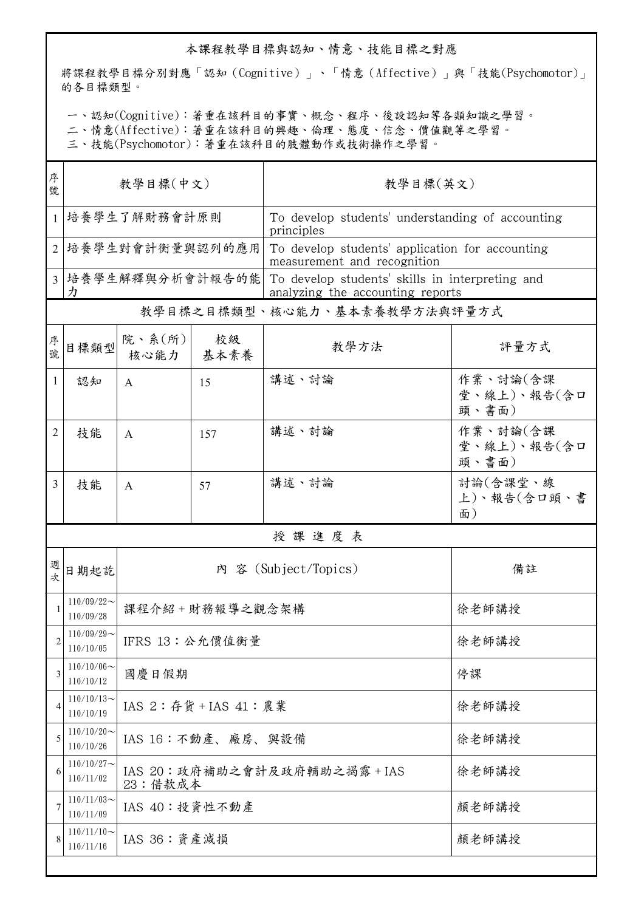## 本課程教學目標與認知、情意、技能目標之對應

將課程教學目標分別對應「認知（Cognitive）」、「情意（Affective）」與「技能(Psychomotor)」的各目標類型。

一、認知(Cognitive)：著重在該科目的事實、概念、程序、後設認知等各類知識之學習。
二、情意(Affective)：著重在該科目的興趣、倫理、態度、信念、價值觀等之學習。
三、技能(Psychomotor)：著重在該科目的肢體動作或技術操作之學習。

| 序號 | 教學目標(中文) | 教學目標(英文) |
|---|---|---|
| 1 | 培養學生了解財務會計原則 | To develop students' understanding of accounting principles |
| 2 | 培養學生對會計衡量與認列的應用 | To develop students' application for accounting measurement and recognition |
| 3 | 培養學生解釋與分析會計報告的能力 | To develop students' skills in interpreting and analyzing the accounting reports |

## 教學目標之目標類型、核心能力、基本素養教學方法與評量方式

| 序號 | 目標類型 | 院、系(所)核心能力 | 校級基本素養 | 教學方法 | 評量方式 |
|---|---|---|---|---|---|
| 1 | 認知 | A | 15 | 講述、討論 | 作業、討論(含課堂、線上)、報告(含口頭、書面) |
| 2 | 技能 | A | 157 | 講述、討論 | 作業、討論(含課堂、線上)、報告(含口頭、書面) |
| 3 | 技能 | A | 57 | 講述、討論 | 討論(含課堂、線上)、報告(含口頭、書面) |

## 授課進度表

| 週次 | 日期起訖 | 內 容 (Subject/Topics) | 備註 |
|---|---|---|---|
| 1 | 110/09/22～110/09/28 | 課程介紹＋財務報導之觀念架構 | 徐老師講授 |
| 2 | 110/09/29～110/10/05 | IFRS 13：公允價值衡量 | 徐老師講授 |
| 3 | 110/10/06～110/10/12 | 國慶日假期 | 停課 |
| 4 | 110/10/13～110/10/19 | IAS 2：存貨＋IAS 41：農業 | 徐老師講授 |
| 5 | 110/10/20～110/10/26 | IAS 16：不動產、廠房、與設備 | 徐老師講授 |
| 6 | 110/10/27～110/11/02 | IAS 20：政府補助之會計及政府輔助之揭露＋IAS 23：借款成本 | 徐老師講授 |
| 7 | 110/11/03～110/11/09 | IAS 40：投資性不動產 | 顏老師講授 |
| 8 | 110/11/10～110/11/16 | IAS 36：資產減損 | 顏老師講授 |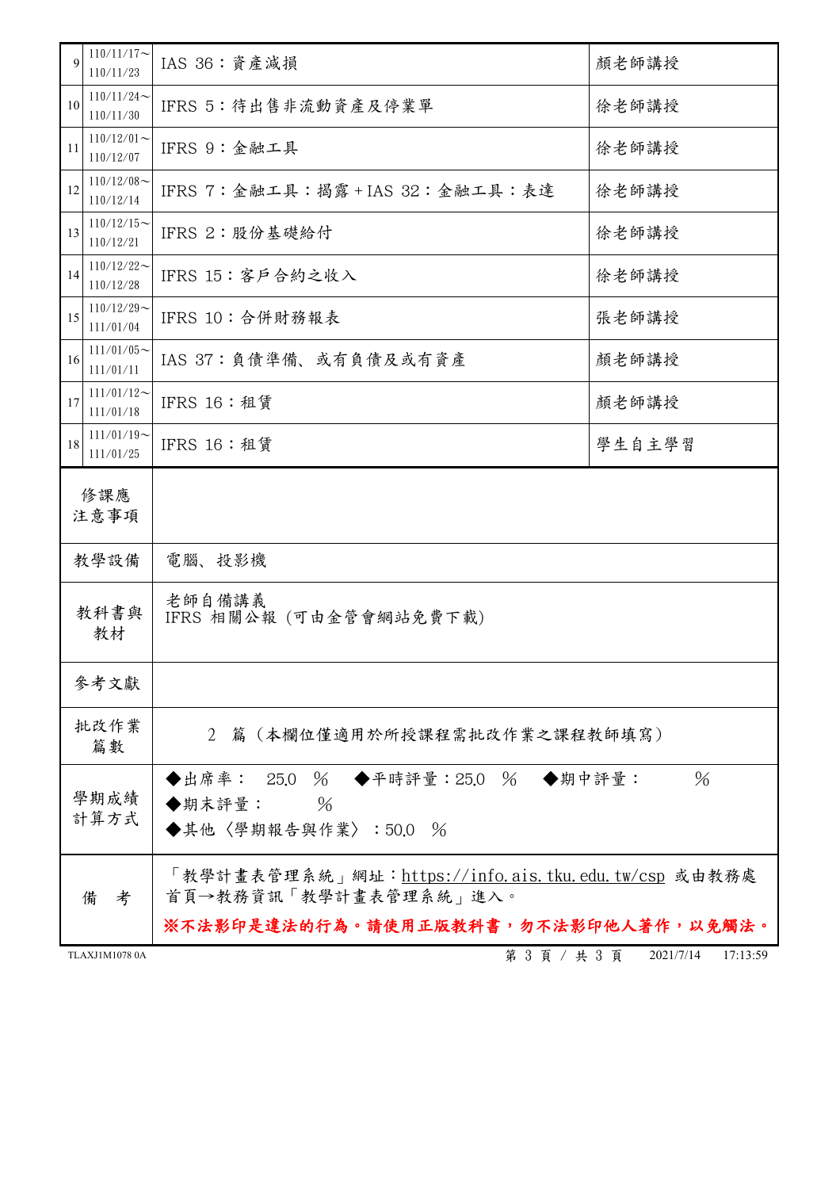| | | | |
|---|---|---|---|
| 9 | 110/11/17～<br>110/11/23 | IAS 36：資產減損 | 顏老師講授 |
| 10 | 110/11/24～<br>110/11/30 | IFRS 5：待出售非流動資產及停業單 | 徐老師講授 |
| 11 | 110/12/01～<br>110/12/07 | IFRS 9：金融工具 | 徐老師講授 |
| 12 | 110/12/08～<br>110/12/14 | IFRS 7：金融工具：揭露＋IAS 32：金融工具：表達 | 徐老師講授 |
| 13 | 110/12/15～<br>110/12/21 | IFRS 2：股份基礎給付 | 徐老師講授 |
| 14 | 110/12/22～<br>110/12/28 | IFRS 15：客戶合約之收入 | 徐老師講授 |
| 15 | 110/12/29～<br>111/01/04 | IFRS 10：合併財務報表 | 張老師講授 |
| 16 | 111/01/05～<br>111/01/11 | IAS 37：負債準備、或有負債及或有資產 | 顏老師講授 |
| 17 | 111/01/12～<br>111/01/18 | IFRS 16：租賃 | 顏老師講授 |
| 18 | 111/01/19～<br>111/01/25 | IFRS 16：租賃 | 學生自主學習 |

| | |
|---|---|
| 修課應注意事項 | |
| 教學設備 | 電腦、投影機 |
| 教科書與教材 | 老師自備講義<br>IFRS 相關公報（可由金管會網站免費下載） |
| 參考文獻 | |
| 批改作業篇數 | 2 篇（本欄位僅適用於所授課程需批改作業之課程教師填寫） |
| 學期成績計算方式 | ◆出席率： 25.0 ％ ◆平時評量：25.0 ％ ◆期中評量： ％<br>◆期末評量： ％<br>◆其他〈學期報告與作業〉：50.0 ％ |
| 備　考 | 「教學計畫表管理系統」網址：https://info.ais.tku.edu.tw/csp 或由教務處首頁→教務資訊「教學計畫表管理系統」進入。<br>**※不法影印是違法的行為。請使用正版教科書，勿不法影印他人著作，以免觸法。** |

TLAXJ1M1078 0A　　2021/7/14　17:13:59